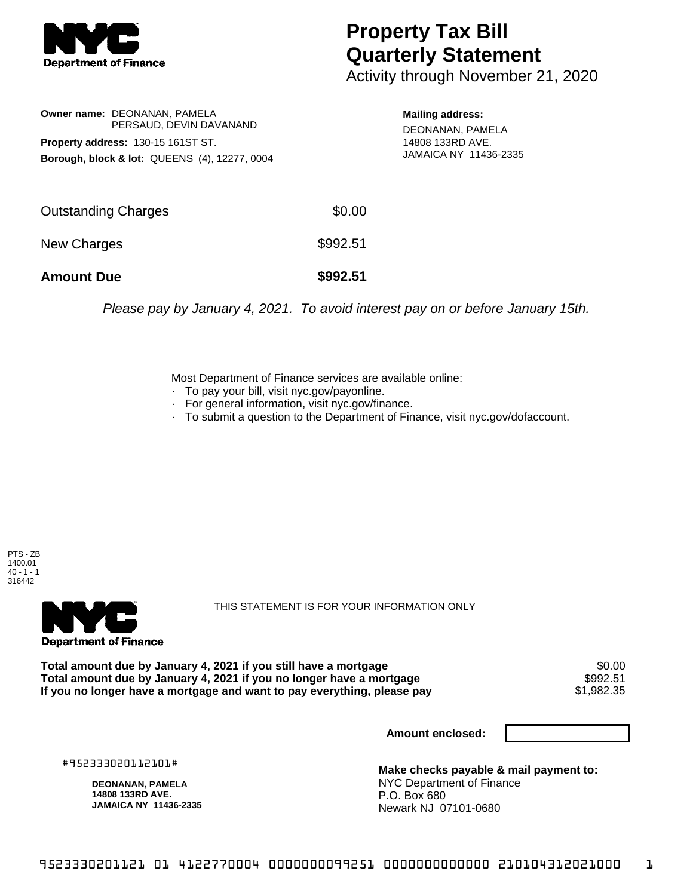NYC Department of Finance

# Property Tax Bill Quarterly Statement

Activity through November 21, 2020

**Owner name:** DEONANAN, PAMELA
PERSAUD, DEVIN DAVANAND

**Property address:** 130-15 161ST ST.

**Borough, block & lot:** QUEENS (4), 12277, 0004

**Mailing address:**
DEONANAN, PAMELA
14808 133RD AVE.
JAMAICA NY 11436-2335

| | |
|---|---|
| Outstanding Charges | $0.00 |
| New Charges | $992.51 |
| **Amount Due** | **$992.51** |

*Please pay by January 4, 2021. To avoid interest pay on or before January 15th.*

Most Department of Finance services are available online:

- To pay your bill, visit nyc.gov/payonline.
- For general information, visit nyc.gov/finance.
- To submit a question to the Department of Finance, visit nyc.gov/dofaccount.

PTS - ZB
1400.01
40 - 1 - 1
316442

NYC Department of Finance

THIS STATEMENT IS FOR YOUR INFORMATION ONLY

| | |
|---|---|
| **Total amount due by January 4, 2021 if you still have a mortgage** | $0.00 |
| **Total amount due by January 4, 2021 if you no longer have a mortgage** | $992.51 |
| **If you no longer have a mortgage and want to pay everything, please pay** | $1,982.35 |

**Amount enclosed:**

#952333020112101#

**DEONANAN, PAMELA**
**14808 133RD AVE.**
**JAMAICA NY 11436-2335**

**Make checks payable & mail payment to:**
NYC Department of Finance
P.O. Box 680
Newark NJ 07101-0680

9523330201121 01 4122770004 0000000099251 0000000000000 210104312021000 1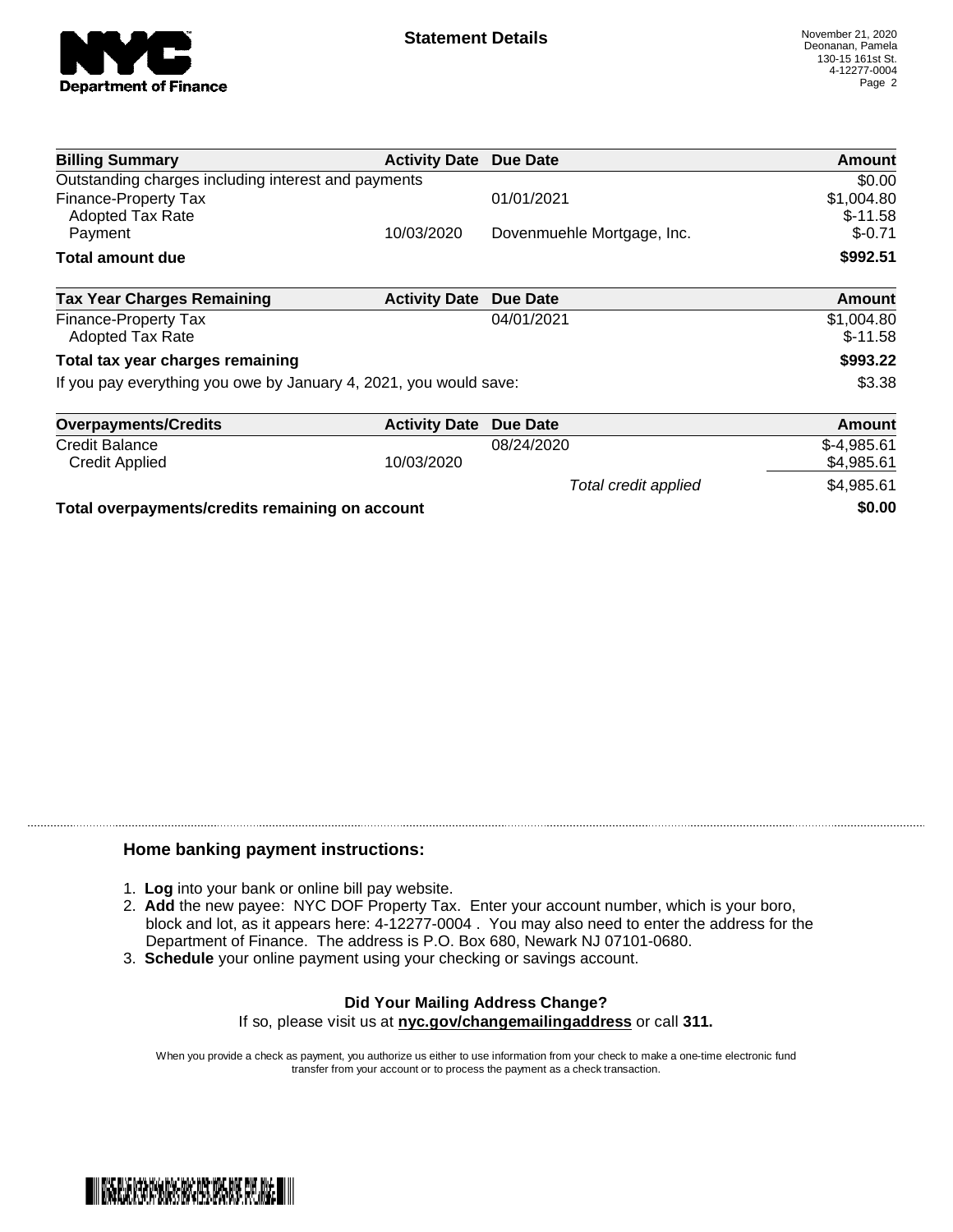**Statement Details**

November 21, 2020
Deonanan, Pamela
130-15 161st St.
4-12277-0004

| Billing Summary | Activity Date | Due Date | Amount |
|---|---|---|---|
| Outstanding charges including interest and payments | | | $0.00 |
| Finance-Property Tax | | 01/01/2021 | $1,004.80 |
| Adopted Tax Rate | | | $-11.58 |
| Payment | 10/03/2020 | Dovenmuehle Mortgage, Inc. | $-0.71 |
| **Total amount due** | | | **$992.51** |

| Tax Year Charges Remaining | Activity Date | Due Date | Amount |
|---|---|---|---|
| Finance-Property Tax | | 04/01/2021 | $1,004.80 |
| Adopted Tax Rate | | | $-11.58 |
| **Total tax year charges remaining** | | | **$993.22** |
| If you pay everything you owe by January 4, 2021, you would save: | | | $3.38 |

| Overpayments/Credits | Activity Date | Due Date | Amount |
|---|---|---|---|
| Credit Balance | | 08/24/2020 | $-4,985.61 |
| Credit Applied | 10/03/2020 | | $4,985.61 |
| | | *Total credit applied* | $4,985.61 |
| **Total overpayments/credits remaining on account** | | | **$0.00** |

### Home banking payment instructions:

1. **Log** into your bank or online bill pay website.
2. **Add** the new payee: NYC DOF Property Tax. Enter your account number, which is your boro, block and lot, as it appears here: 4-12277-0004 . You may also need to enter the address for the Department of Finance. The address is P.O. Box 680, Newark NJ 07101-0680.
3. **Schedule** your online payment using your checking or savings account.

**Did Your Mailing Address Change?**

If so, please visit us at **nyc.gov/changemailingaddress** or call **311.**

When you provide a check as payment, you authorize us either to use information from your check to make a one-time electronic fund transfer from your account or to process the payment as a check transaction.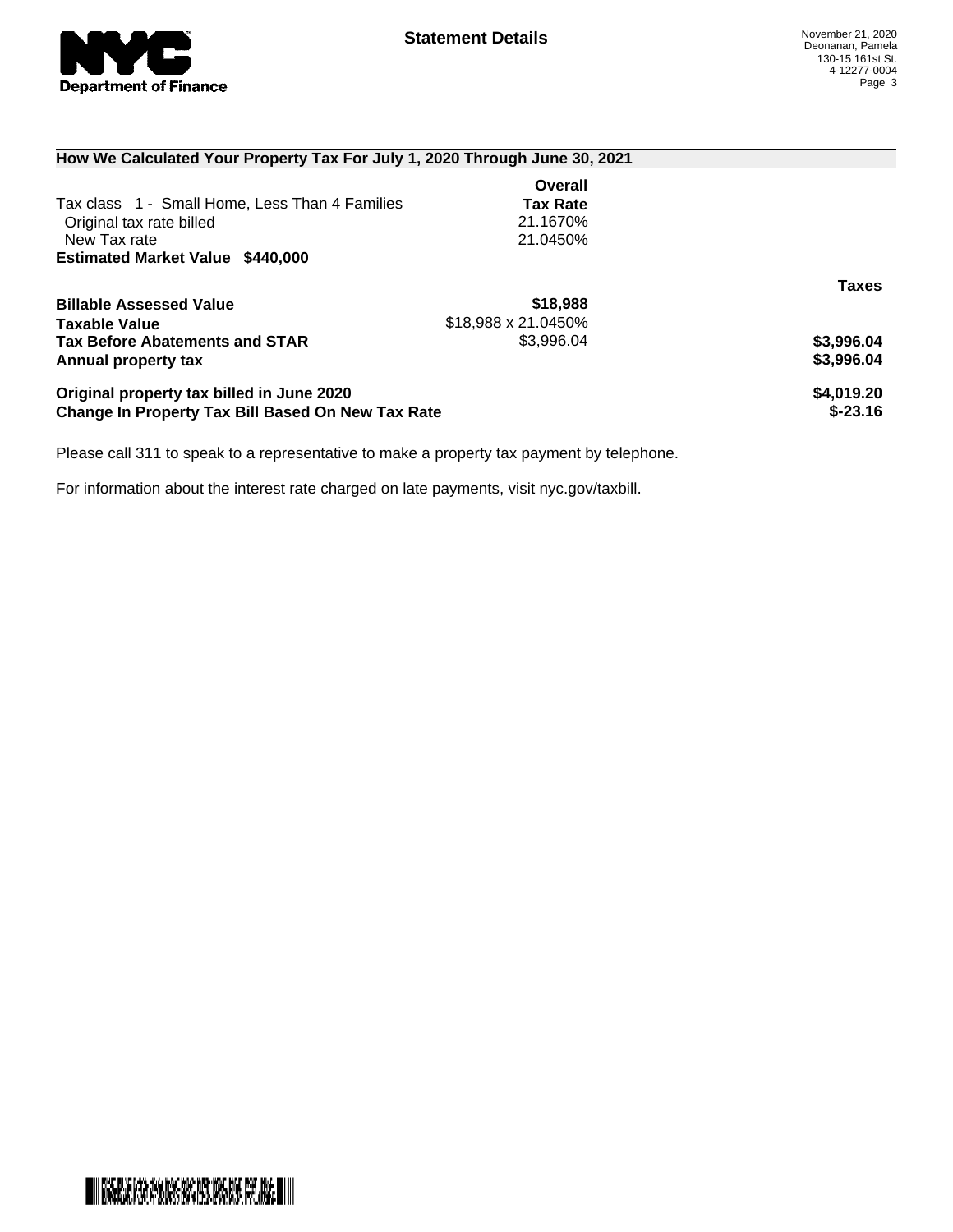## Statement Details

November 21, 2020
Deonanan, Pamela
130-15 161st St.
4-12277-0004

### How We Calculated Your Property Tax For July 1, 2020 Through June 30, 2021

| | Overall Tax Rate | |
|---|---|---|
| Tax class 1 - Small Home, Less Than 4 Families | | |
| Original tax rate billed | 21.1670% | |
| New Tax rate | 21.0450% | |
| **Estimated Market Value $440,000** | | |
| | | **Taxes** |
| **Billable Assessed Value** | **$18,988** | |
| **Taxable Value** | $18,988 x 21.0450% | |
| **Tax Before Abatements and STAR** | $3,996.04 | **$3,996.04** |
| **Annual property tax** | | **$3,996.04** |
| **Original property tax billed in June 2020** | | **$4,019.20** |
| **Change In Property Tax Bill Based On New Tax Rate** | | **$-23.16** |

Please call 311 to speak to a representative to make a property tax payment by telephone.

For information about the interest rate charged on late payments, visit nyc.gov/taxbill.